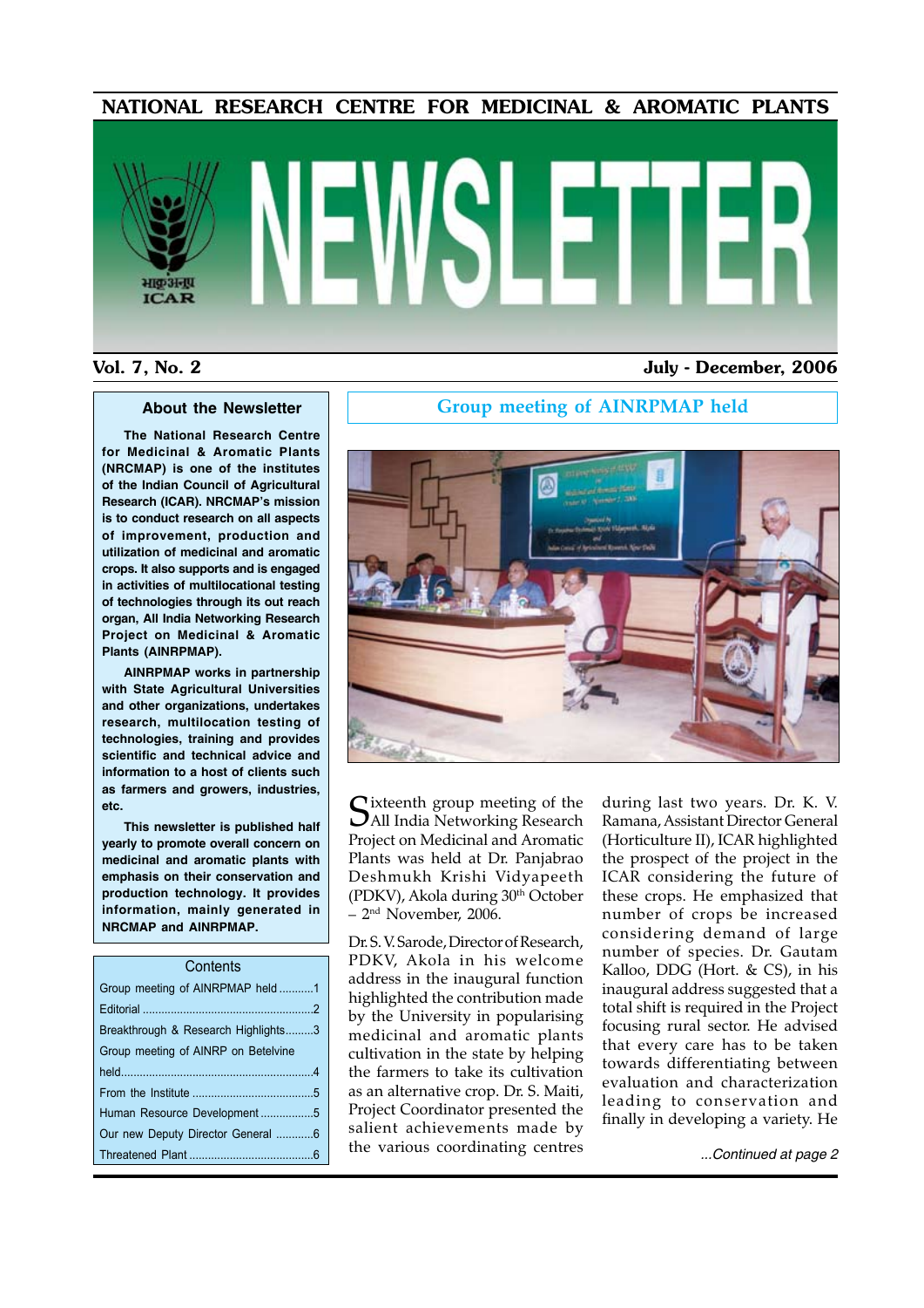# NATIONAL RESEARCH CENTRE FOR MEDICINAL & AROMATIC PLANTS

# NEWSLETTER

**Vol. 7, No. 2** **July - December, 2006**

### About the Newsletter

**The National Research Centre for Medicinal & Aromatic Plants (NRCMAP) is one of the institutes of the Indian Council of Agricultural Research (ICAR). NRCMAP's mission is to conduct research on all aspects of improvement, production and utilization of medicinal and aromatic crops. It also supports and is engaged in activities of multilocational testing of technologies through its out reach organ, All India Networking Research Project on Medicinal & Aromatic Plants (AINRPMAP).**

**AINRPMAP works in partnership with State Agricultural Universities and other organizations, undertakes research, multilocation testing of technologies, training and provides scientific and technical advice and information to a host of clients such as farmers and growers, industries, etc.**

**This newsletter is published half yearly to promote overall concern on medicinal and aromatic plants with emphasis on their conservation and production technology. It provides information, mainly generated in NRCMAP and AINRPMAP.**

### Contents

- Group meeting of AINRPMAP held ...........1
- Editorial ...........2
- Breakthrough & Research Highlights.........3
- Group meeting of AINRP on Betelvine held...........4
- From the Institute ...........5
- Human Resource Development ...........5
- Our new Deputy Director General ...........6
- Threatened Plant ...........6

## Group meeting of AINRPMAP held

Sixteenth group meeting of the All India Networking Research Project on Medicinal and Aromatic Plants was held at Dr. Panjabrao Deshmukh Krishi Vidyapeeth (PDKV), Akola during 30th October – 2nd November, 2006.

Dr. S. V. Sarode, Director of Research, PDKV, Akola in his welcome address in the inaugural function highlighted the contribution made by the University in popularising medicinal and aromatic plants cultivation in the state by helping the farmers to take its cultivation as an alternative crop. Dr. S. Maiti, Project Coordinator presented the salient achievements made by the various coordinating centres during last two years. Dr. K. V. Ramana, Assistant Director General (Horticulture II), ICAR highlighted the prospect of the project in the ICAR considering the future of these crops. He emphasized that number of crops be increased considering demand of large number of species. Dr. Gautam Kalloo, DDG (Hort. & CS), in his inaugural address suggested that a total shift is required in the Project focusing rural sector. He advised that every care has to be taken towards differentiating between evaluation and characterization leading to conservation and finally in developing a variety. He

*...Continued at page 2*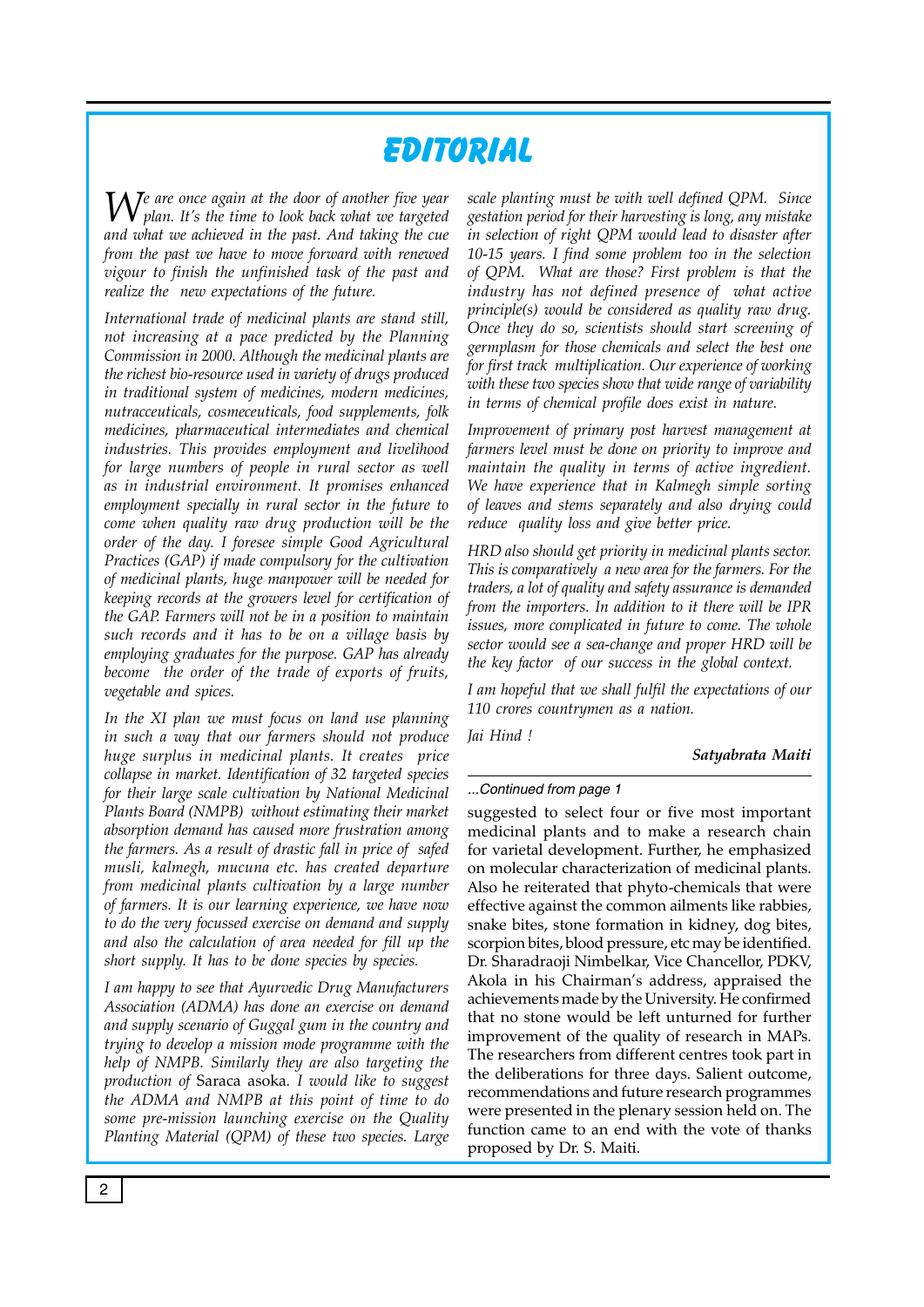# EDITORIAL

*We are once again at the door of another five year plan. It's the time to look back what we targeted and what we achieved in the past. And taking the cue from the past we have to move forward with renewed vigour to finish the unfinished task of the past and realize the new expectations of the future.*

*International trade of medicinal plants are stand still, not increasing at a pace predicted by the Planning Commission in 2000. Although the medicinal plants are the richest bio-resource used in variety of drugs produced in traditional system of medicines, modern medicines, nutracceuticals, cosmeceuticals, food supplements, folk medicines, pharmaceutical intermediates and chemical industries. This provides employment and livelihood for large numbers of people in rural sector as well as in industrial environment. It promises enhanced employment specially in rural sector in the future to come when quality raw drug production will be the order of the day. I foresee simple Good Agricultural Practices (GAP) if made compulsory for the cultivation of medicinal plants, huge manpower will be needed for keeping records at the growers level for certification of the GAP. Farmers will not be in a position to maintain such records and it has to be on a village basis by employing graduates for the purpose. GAP has already become the order of the trade of exports of fruits, vegetable and spices.*

*In the XI plan we must focus on land use planning in such a way that our farmers should not produce huge surplus in medicinal plants. It creates price collapse in market. Identification of 32 targeted species for their large scale cultivation by National Medicinal Plants Board (NMPB) without estimating their market absorption demand has caused more frustration among the farmers. As a result of drastic fall in price of safed musli, kalmegh, mucuna etc. has created departure from medicinal plants cultivation by a large number of farmers. It is our learning experience, we have now to do the very focussed exercise on demand and supply and also the calculation of area needed for fill up the short supply. It has to be done species by species.*

*I am happy to see that Ayurvedic Drug Manufacturers Association (ADMA) has done an exercise on demand and supply scenario of Guggal gum in the country and trying to develop a mission mode programme with the help of NMPB. Similarly they are also targeting the production of* Saraca asoka. *I would like to suggest the ADMA and NMPB at this point of time to do some pre-mission launching exercise on the Quality Planting Material (QPM) of these two species. Large scale planting must be with well defined QPM. Since gestation period for their harvesting is long, any mistake in selection of right QPM would lead to disaster after 10-15 years. I find some problem too in the selection of QPM. What are those? First problem is that the industry has not defined presence of what active principle(s) would be considered as quality raw drug. Once they do so, scientists should start screening of germplasm for those chemicals and select the best one for first track multiplication. Our experience of working with these two species show that wide range of variability in terms of chemical profile does exist in nature.*

*Improvement of primary post harvest management at farmers level must be done on priority to improve and maintain the quality in terms of active ingredient. We have experience that in Kalmegh simple sorting of leaves and stems separately and also drying could reduce quality loss and give better price.*

*HRD also should get priority in medicinal plants sector. This is comparatively a new area for the farmers. For the traders, a lot of quality and safety assurance is demanded from the importers. In addition to it there will be IPR issues, more complicated in future to come. The whole sector would see a sea-change and proper HRD will be the key factor of our success in the global context.*

*I am hopeful that we shall fulfil the expectations of our 110 crores countrymen as a nation.*

*Jai Hind !*

***Satyabrata Maiti***

---

*...Continued from page 1*

suggested to select four or five most important medicinal plants and to make a research chain for varietal development. Further, he emphasized on molecular characterization of medicinal plants. Also he reiterated that phyto-chemicals that were effective against the common ailments like rabbies, snake bites, stone formation in kidney, dog bites, scorpion bites, blood pressure, etc may be identified. Dr. Sharadraoji Nimbelkar, Vice Chancellor, PDKV, Akola in his Chairman's address, appraised the achievements made by the University. He confirmed that no stone would be left unturned for further improvement of the quality of research in MAPs. The researchers from different centres took part in the deliberations for three days. Salient outcome, recommendations and future research programmes were presented in the plenary session held on. The function came to an end with the vote of thanks proposed by Dr. S. Maiti.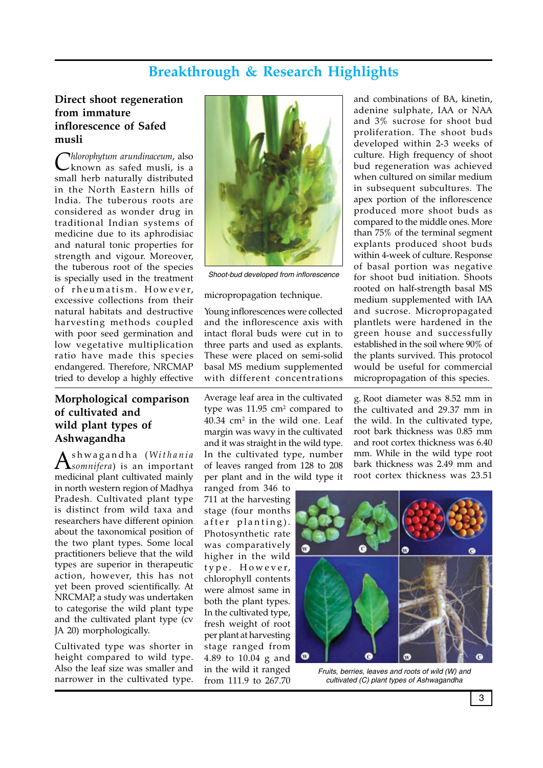# Breakthrough & Research Highlights

## Direct shoot regeneration from immature inflorescence of Safed musli

*Chlorophytum arundinaceum*, also known as safed musli, is a small herb naturally distributed in the North Eastern hills of India. The tuberous roots are considered as wonder drug in traditional Indian systems of medicine due to its aphrodisiac and natural tonic properties for strength and vigour. Moreover, the tuberous root of the species is specially used in the treatment of rheumatism. However, excessive collections from their natural habitats and destructive harvesting methods coupled with poor seed germination and low vegetative multiplication ratio have made this species endangered. Therefore, NRCMAP tried to develop a highly effective micropropagation technique.

Shoot-bud developed from inflorescence

Young inflorescences were collected and the inflorescence axis with intact floral buds were cut in to three parts and used as explants. These were placed on semi-solid basal MS medium supplemented with different concentrations and combinations of BA, kinetin, adenine sulphate, IAA or NAA and 3% sucrose for shoot bud proliferation. The shoot buds developed within 2-3 weeks of culture. High frequency of shoot bud regeneration was achieved when cultured on similar medium in subsequent subcultures. The apex portion of the inflorescence produced more shoot buds as compared to the middle ones. More than 75% of the terminal segment explants produced shoot buds within 4-week of culture. Response of basal portion was negative for shoot bud initiation. Shoots rooted on half-strength basal MS medium supplemented with IAA and sucrose. Micropropagated plantlets were hardened in the green house and successfully established in the soil where 90% of the plants survived. This protocol would be useful for commercial micropropagation of this species.

## Morphological comparison of cultivated and wild plant types of Ashwagandha

Ashwagandha (*Withania somnifera*) is an important medicinal plant cultivated mainly in north western region of Madhya Pradesh. Cultivated plant type is distinct from wild taxa and researchers have different opinion about the taxonomical position of the two plant types. Some local practitioners believe that the wild types are superior in therapeutic action, however, this has not yet been proved scientifically. At NRCMAP, a study was undertaken to categorise the wild plant type and the cultivated plant type (cv JA 20) morphologically.

Cultivated type was shorter in height compared to wild type. Also the leaf size was smaller and narrower in the cultivated type. Average leaf area in the cultivated type was 11.95 cm$^2$ compared to 40.34 cm$^2$ in the wild one. Leaf margin was wavy in the cultivated and it was straight in the wild type. In the cultivated type, number of leaves ranged from 128 to 208 per plant and in the wild type it ranged from 346 to 711 at the harvesting stage (four months after planting). Photosynthetic rate was comparatively higher in the wild type. However, chlorophyll contents were almost same in both the plant types. In the cultivated type, fresh weight of root per plant at harvesting stage ranged from 4.89 to 10.04 g and in the wild it ranged from 111.9 to 267.70 g. Root diameter was 8.52 mm in the cultivated and 29.37 mm in the wild. In the cultivated type, root bark thickness was 0.85 mm and root cortex thickness was 6.40 mm. While in the wild type root bark thickness was 2.49 mm and root cortex thickness was 23.51

Fruits, berries, leaves and roots of wild (W) and cultivated (C) plant types of Ashwagandha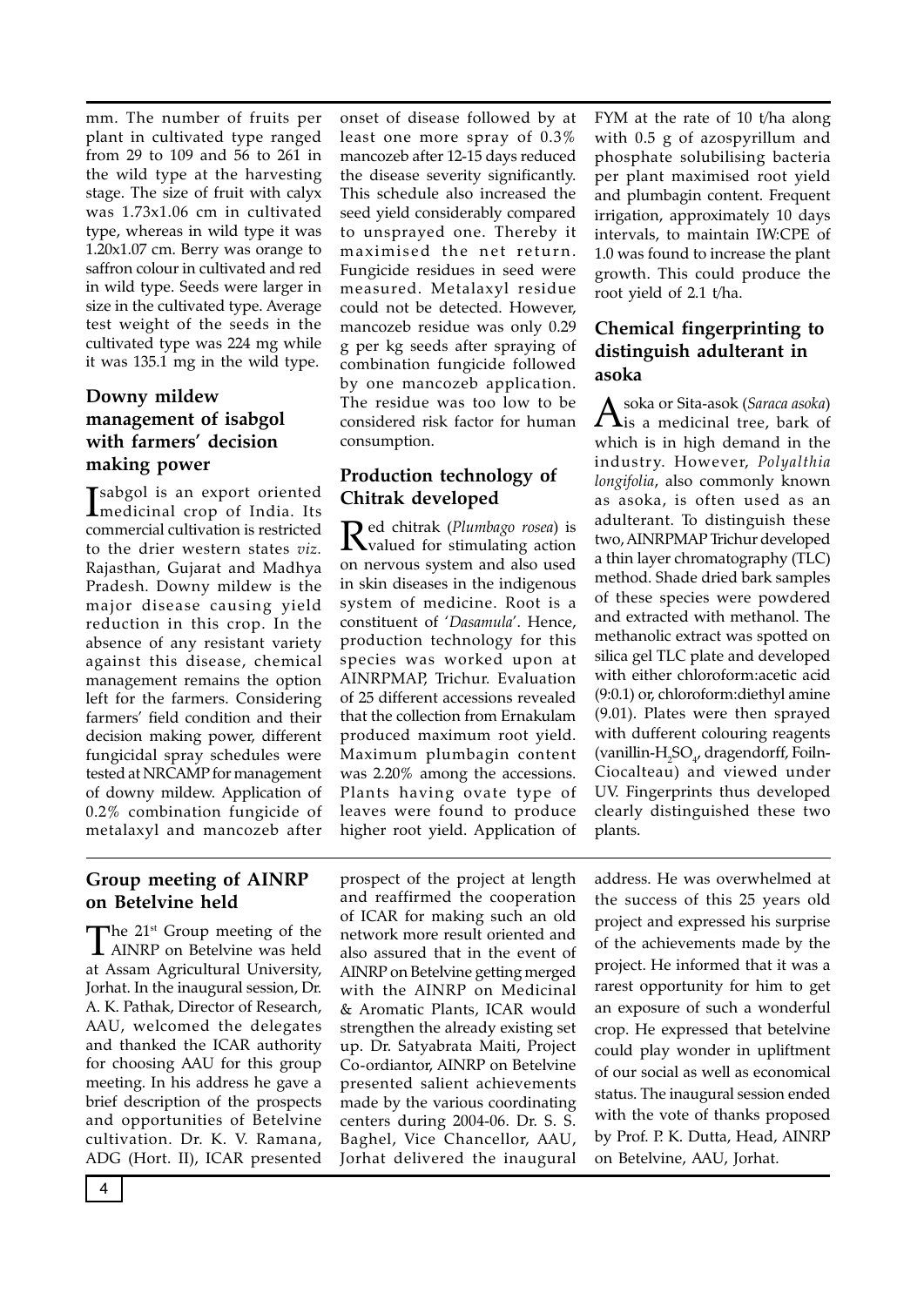mm. The number of fruits per plant in cultivated type ranged from 29 to 109 and 56 to 261 in the wild type at the harvesting stage. The size of fruit with calyx was 1.73x1.06 cm in cultivated type, whereas in wild type it was 1.20x1.07 cm. Berry was orange to saffron colour in cultivated and red in wild type. Seeds were larger in size in the cultivated type. Average test weight of the seeds in the cultivated type was 224 mg while it was 135.1 mg in the wild type.

## Downy mildew management of isabgol with farmers' decision making power

Isabgol is an export oriented medicinal crop of India. Its commercial cultivation is restricted to the drier western states *viz.* Rajasthan, Gujarat and Madhya Pradesh. Downy mildew is the major disease causing yield reduction in this crop. In the absence of any resistant variety against this disease, chemical management remains the option left for the farmers. Considering farmers' field condition and their decision making power, different fungicidal spray schedules were tested at NRCAMP for management of downy mildew. Application of 0.2% combination fungicide of metalaxyl and mancozeb after onset of disease followed by at least one more spray of 0.3% mancozeb after 12-15 days reduced the disease severity significantly. This schedule also increased the seed yield considerably compared to unsprayed one. Thereby it maximised the net return. Fungicide residues in seed were measured. Metalaxyl residue could not be detected. However, mancozeb residue was only 0.29 g per kg seeds after spraying of combination fungicide followed by one mancozeb application. The residue was too low to be considered risk factor for human consumption.

## Production technology of Chitrak developed

Red chitrak (*Plumbago rosea*) is valued for stimulating action on nervous system and also used in skin diseases in the indigenous system of medicine. Root is a constituent of '*Dasamula*'. Hence, production technology for this species was worked upon at AINRPMAP, Trichur. Evaluation of 25 different accessions revealed that the collection from Ernakulam produced maximum root yield. Maximum plumbagin content was 2.20% among the accessions. Plants having ovate type of leaves were found to produce higher root yield. Application of FYM at the rate of 10 t/ha along with 0.5 g of azospyrillum and phosphate solubilising bacteria per plant maximised root yield and plumbagin content. Frequent irrigation, approximately 10 days intervals, to maintain IW:CPE of 1.0 was found to increase the plant growth. This could produce the root yield of 2.1 t/ha.

## Chemical fingerprinting to distinguish adulterant in asoka

Asoka or Sita-asok (*Saraca asoka*) is a medicinal tree, bark of which is in high demand in the industry. However, *Polyalthia longifolia*, also commonly known as asoka, is often used as an adulterant. To distinguish these two, AINRPMAP Trichur developed a thin layer chromatography (TLC) method. Shade dried bark samples of these species were powdered and extracted with methanol. The methanolic extract was spotted on silica gel TLC plate and developed with either chloroform:acetic acid (9:0.1) or, chloroform:diethyl amine (9.01). Plates were then sprayed with dufferent colouring reagents (vanillin-$H_2SO_4$, dragendorff, Foiln-Ciocalteau) and viewed under UV. Fingerprints thus developed clearly distinguished these two plants.

## Group meeting of AINRP on Betelvine held

The 21st Group meeting of the AINRP on Betelvine was held at Assam Agricultural University, Jorhat. In the inaugural session, Dr. A. K. Pathak, Director of Research, AAU, welcomed the delegates and thanked the ICAR authority for choosing AAU for this group meeting. In his address he gave a brief description of the prospects and opportunities of Betelvine cultivation. Dr. K. V. Ramana, ADG (Hort. II), ICAR presented prospect of the project at length and reaffirmed the cooperation of ICAR for making such an old network more result oriented and also assured that in the event of AINRP on Betelvine getting merged with the AINRP on Medicinal & Aromatic Plants, ICAR would strengthen the already existing set up. Dr. Satyabrata Maiti, Project Co-ordiantor, AINRP on Betelvine presented salient achievements made by the various coordinating centers during 2004-06. Dr. S. S. Baghel, Vice Chancellor, AAU, Jorhat delivered the inaugural address. He was overwhelmed at the success of this 25 years old project and expressed his surprise of the achievements made by the project. He informed that it was a rarest opportunity for him to get an exposure of such a wonderful crop. He expressed that betelvine could play wonder in upliftment of our social as well as economical status. The inaugural session ended with the vote of thanks proposed by Prof. P. K. Dutta, Head, AINRP on Betelvine, AAU, Jorhat.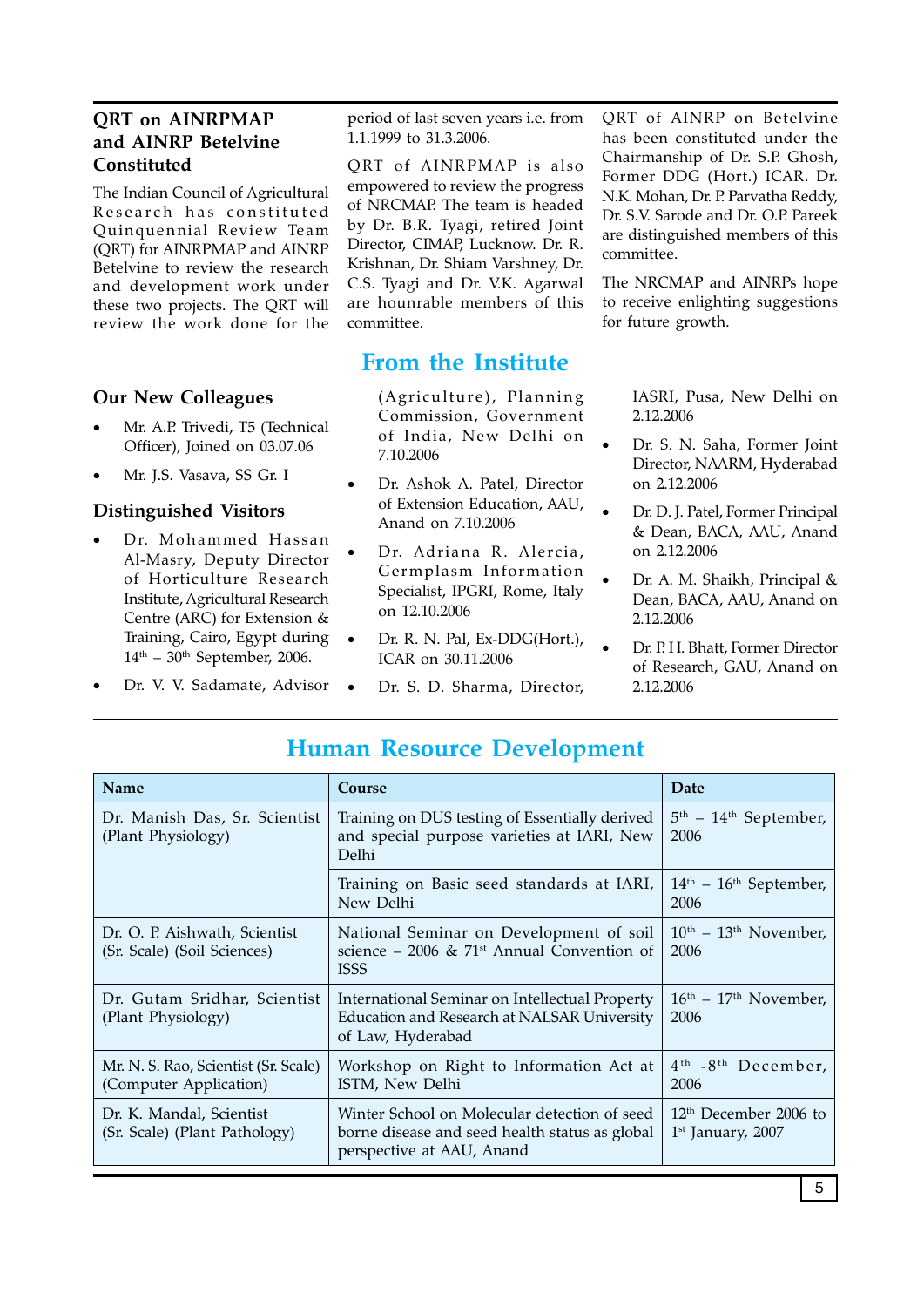## QRT on AINRPMAP and AINRP Betelvine Constituted

The Indian Council of Agricultural Research has constituted Quinquennial Review Team (QRT) for AINRPMAP and AINRP Betelvine to review the research and development work under these two projects. The QRT will review the work done for the period of last seven years i.e. from 1.1.1999 to 31.3.2006.

QRT of AINRPMAP is also empowered to review the progress of NRCMAP. The team is headed by Dr. B.R. Tyagi, retired Joint Director, CIMAP, Lucknow. Dr. R. Krishnan, Dr. Shiam Varshney, Dr. C.S. Tyagi and Dr. V.K. Agarwal are hounrable members of this committee.

QRT of AINRP on Betelvine has been constituted under the Chairmanship of Dr. S.P. Ghosh, Former DDG (Hort.) ICAR. Dr. N.K. Mohan, Dr. P. Parvatha Reddy, Dr. S.V. Sarode and Dr. O.P. Pareek are distinguished members of this committee.

The NRCMAP and AINRPs hope to receive enlighting suggestions for future growth.

# From the Institute

### Our New Colleagues

- Mr. A.P. Trivedi, T5 (Technical Officer), Joined on 03.07.06
- Mr. J.S. Vasava, SS Gr. I

### Distinguished Visitors

- Dr. Mohammed Hassan Al-Masry, Deputy Director of Horticulture Research Institute, Agricultural Research Centre (ARC) for Extension & Training, Cairo, Egypt during 14th – 30th September, 2006.
- Dr. V. V. Sadamate, Advisor (Agriculture), Planning Commission, Government of India, New Delhi on 7.10.2006
- Dr. Ashok A. Patel, Director of Extension Education, AAU, Anand on 7.10.2006
- Dr. Adriana R. Alercia, Germplasm Information Specialist, IPGRI, Rome, Italy on 12.10.2006
- Dr. R. N. Pal, Ex-DDG(Hort.), ICAR on 30.11.2006
- Dr. S. D. Sharma, Director, IASRI, Pusa, New Delhi on 2.12.2006
- Dr. S. N. Saha, Former Joint Director, NAARM, Hyderabad on 2.12.2006
- Dr. D. J. Patel, Former Principal & Dean, BACA, AAU, Anand on 2.12.2006
- Dr. A. M. Shaikh, Principal & Dean, BACA, AAU, Anand on 2.12.2006
- Dr. P. H. Bhatt, Former Director of Research, GAU, Anand on 2.12.2006

# Human Resource Development

| Name | Course | Date |
|---|---|---|
| Dr. Manish Das, Sr. Scientist (Plant Physiology) | Training on DUS testing of Essentially derived and special purpose varieties at IARI, New Delhi | 5th – 14th September, 2006 |
| | Training on Basic seed standards at IARI, New Delhi | 14th – 16th September, 2006 |
| Dr. O. P. Aishwath, Scientist (Sr. Scale) (Soil Sciences) | National Seminar on Development of soil science – 2006 & 71st Annual Convention of ISSS | 10th – 13th November, 2006 |
| Dr. Gutam Sridhar, Scientist (Plant Physiology) | International Seminar on Intellectual Property Education and Research at NALSAR University of Law, Hyderabad | 16th – 17th November, 2006 |
| Mr. N. S. Rao, Scientist (Sr. Scale) (Computer Application) | Workshop on Right to Information Act at ISTM, New Delhi | 4th -8th December, 2006 |
| Dr. K. Mandal, Scientist (Sr. Scale) (Plant Pathology) | Winter School on Molecular detection of seed borne disease and seed health status as global perspective at AAU, Anand | 12th December 2006 to 1st January, 2007 |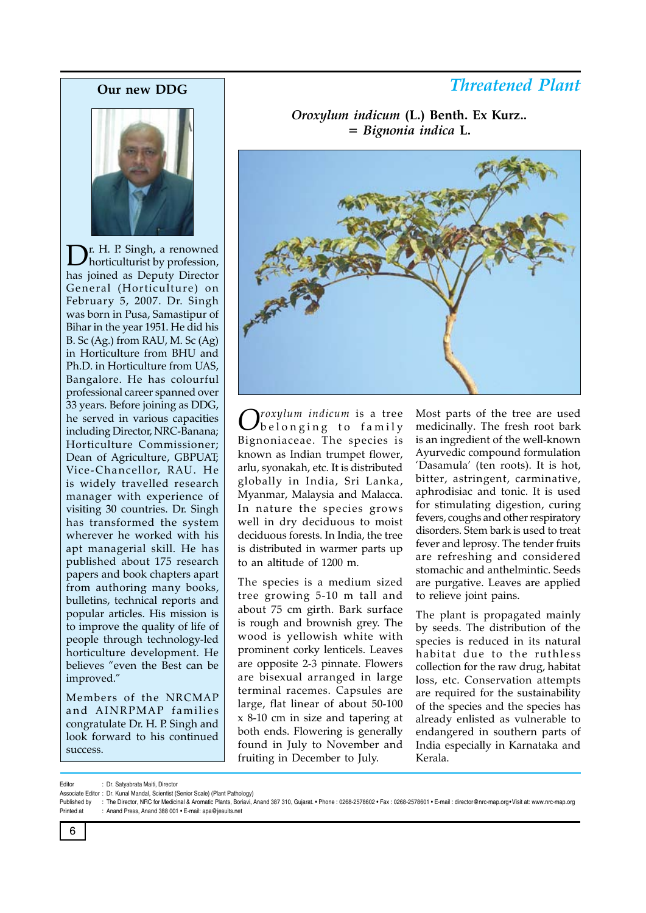## Our new DDG

Dr. H. P. Singh, a renowned horticulturist by profession, has joined as Deputy Director General (Horticulture) on February 5, 2007. Dr. Singh was born in Pusa, Samastipur of Bihar in the year 1951. He did his B. Sc (Ag.) from RAU, M. Sc (Ag) in Horticulture from BHU and Ph.D. in Horticulture from UAS, Bangalore. He has colourful professional career spanned over 33 years. Before joining as DDG, he served in various capacities including Director, NRC-Banana; Horticulture Commissioner; Dean of Agriculture, GBPUAT; Vice-Chancellor, RAU. He is widely travelled research manager with experience of visiting 30 countries. Dr. Singh has transformed the system wherever he worked with his apt managerial skill. He has published about 175 research papers and book chapters apart from authoring many books, bulletins, technical reports and popular articles. His mission is to improve the quality of life of people through technology-led horticulture development. He believes "even the Best can be improved."

Members of the NRCMAP and AINRPMAP families congratulate Dr. H. P. Singh and look forward to his continued success.

## *Threatened Plant*

### *Oroxylum indicum* (L.) Benth. Ex Kurz.. = *Bignonia indica* L.

*Oroxylum indicum* is a tree belonging to family Bignoniaceae. The species is known as Indian trumpet flower, arlu, syonakah, etc. It is distributed globally in India, Sri Lanka, Myanmar, Malaysia and Malacca. In nature the species grows well in dry deciduous to moist deciduous forests. In India, the tree is distributed in warmer parts up to an altitude of 1200 m.

The species is a medium sized tree growing 5-10 m tall and about 75 cm girth. Bark surface is rough and brownish grey. The wood is yellowish white with prominent corky lenticels. Leaves are opposite 2-3 pinnate. Flowers are bisexual arranged in large terminal racemes. Capsules are large, flat linear of about 50-100 x 8-10 cm in size and tapering at both ends. Flowering is generally found in July to November and fruiting in December to July.

Most parts of the tree are used medicinally. The fresh root bark is an ingredient of the well-known Ayurvedic compound formulation 'Dasamula' (ten roots). It is hot, bitter, astringent, carminative, aphrodisiac and tonic. It is used for stimulating digestion, curing fevers, coughs and other respiratory disorders. Stem bark is used to treat fever and leprosy. The tender fruits are refreshing and considered stomachic and anthelmintic. Seeds are purgative. Leaves are applied to relieve joint pains.

The plant is propagated mainly by seeds. The distribution of the species is reduced in its natural habitat due to the ruthless collection for the raw drug, habitat loss, etc. Conservation attempts are required for the sustainability of the species and the species has already enlisted as vulnerable to endangered in southern parts of India especially in Karnataka and Kerala.

---

Editor : Dr. Satyabrata Maiti, Director
Associate Editor : Dr. Kunal Mandal, Scientist (Senior Scale) (Plant Pathology)
Published by : The Director, NRC for Medicinal & Aromatic Plants, Boriavi, Anand 387 310, Gujarat. • Phone : 0268-2578602 • Fax : 0268-2578601 • E-mail : director@nrc-map.org • Visit at: www.nrc-map.org
Printed at : Anand Press, Anand 388 001 • E-mail: apa@jesuits.net